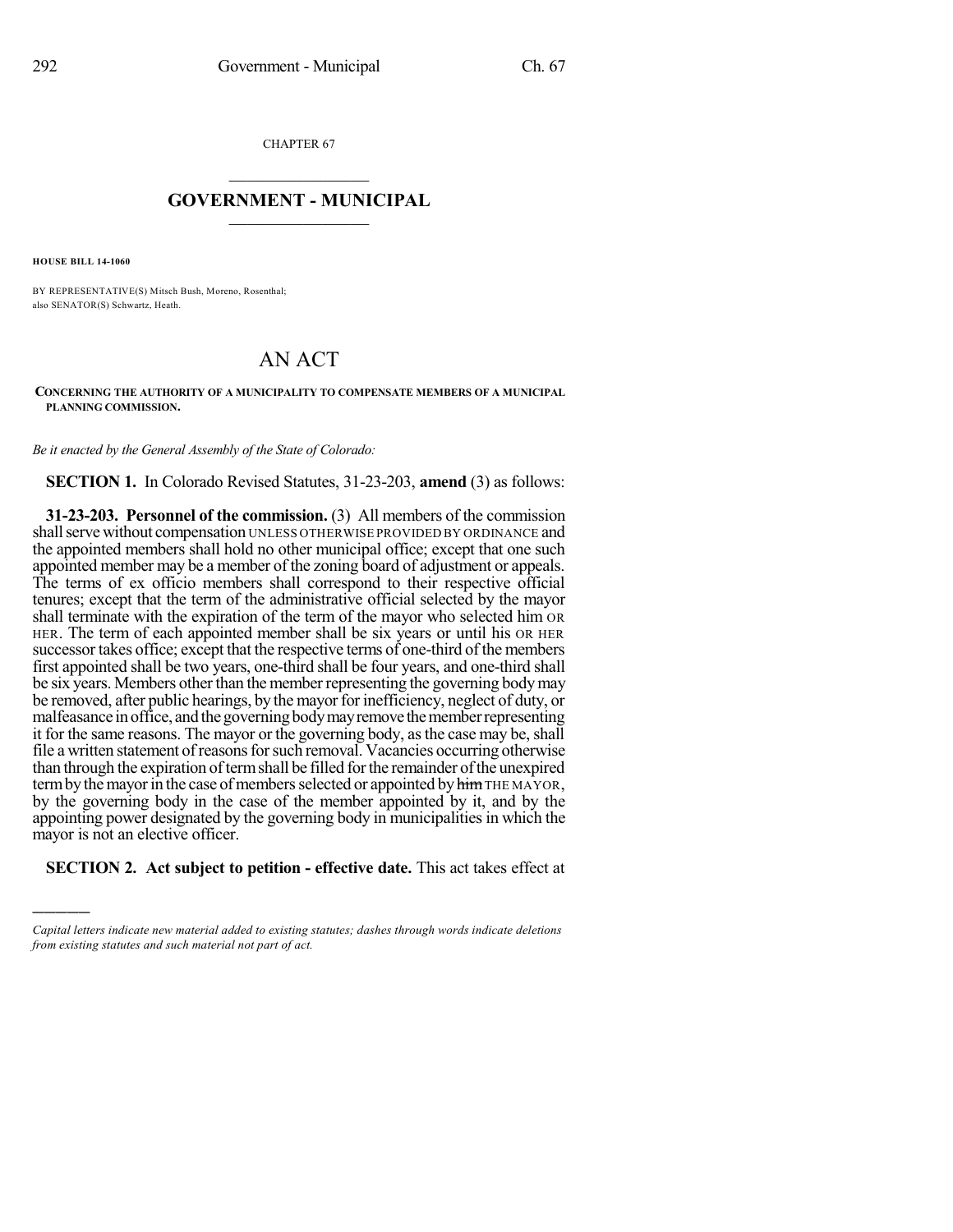CHAPTER 67

# GOVERNMENT - MUNICIPAL

**HOUSE BILL 14-1060**

BY REPRESENTATIVE(S) Mitsch Bush, Moreno, Rosenthal;
also SENATOR(S) Schwartz, Heath.

# AN ACT

**CONCERNING THE AUTHORITY OF A MUNICIPALITY TO COMPENSATE MEMBERS OF A MUNICIPAL PLANNING COMMISSION.**

*Be it enacted by the General Assembly of the State of Colorado:*

**SECTION 1.** In Colorado Revised Statutes, 31-23-203, **amend** (3) as follows:

**31-23-203. Personnel of the commission.** (3) All members of the commission shall serve without compensation UNLESS OTHERWISE PROVIDED BY ORDINANCE and the appointed members shall hold no other municipal office; except that one such appointed member may be a member of the zoning board of adjustment or appeals. The terms of ex officio members shall correspond to their respective official tenures; except that the term of the administrative official selected by the mayor shall terminate with the expiration of the term of the mayor who selected him OR HER. The term of each appointed member shall be six years or until his OR HER successor takes office; except that the respective terms of one-third of the members first appointed shall be two years, one-third shall be four years, and one-third shall be six years. Members other than the member representing the governing body may be removed, after public hearings, by the mayor for inefficiency, neglect of duty, or malfeasance in office, and the governing body may remove the member representing it for the same reasons. The mayor or the governing body, as the case may be, shall file a written statement of reasons for such removal. Vacancies occurring otherwise than through the expiration of term shall be filled for the remainder of the unexpired term by the mayor in the case of members selected or appointed by ~~him~~ THE MAYOR, by the governing body in the case of the member appointed by it, and by the appointing power designated by the governing body in municipalities in which the mayor is not an elective officer.

**SECTION 2. Act subject to petition - effective date.** This act takes effect at

---

*Capital letters indicate new material added to existing statutes; dashes through words indicate deletions from existing statutes and such material not part of act.*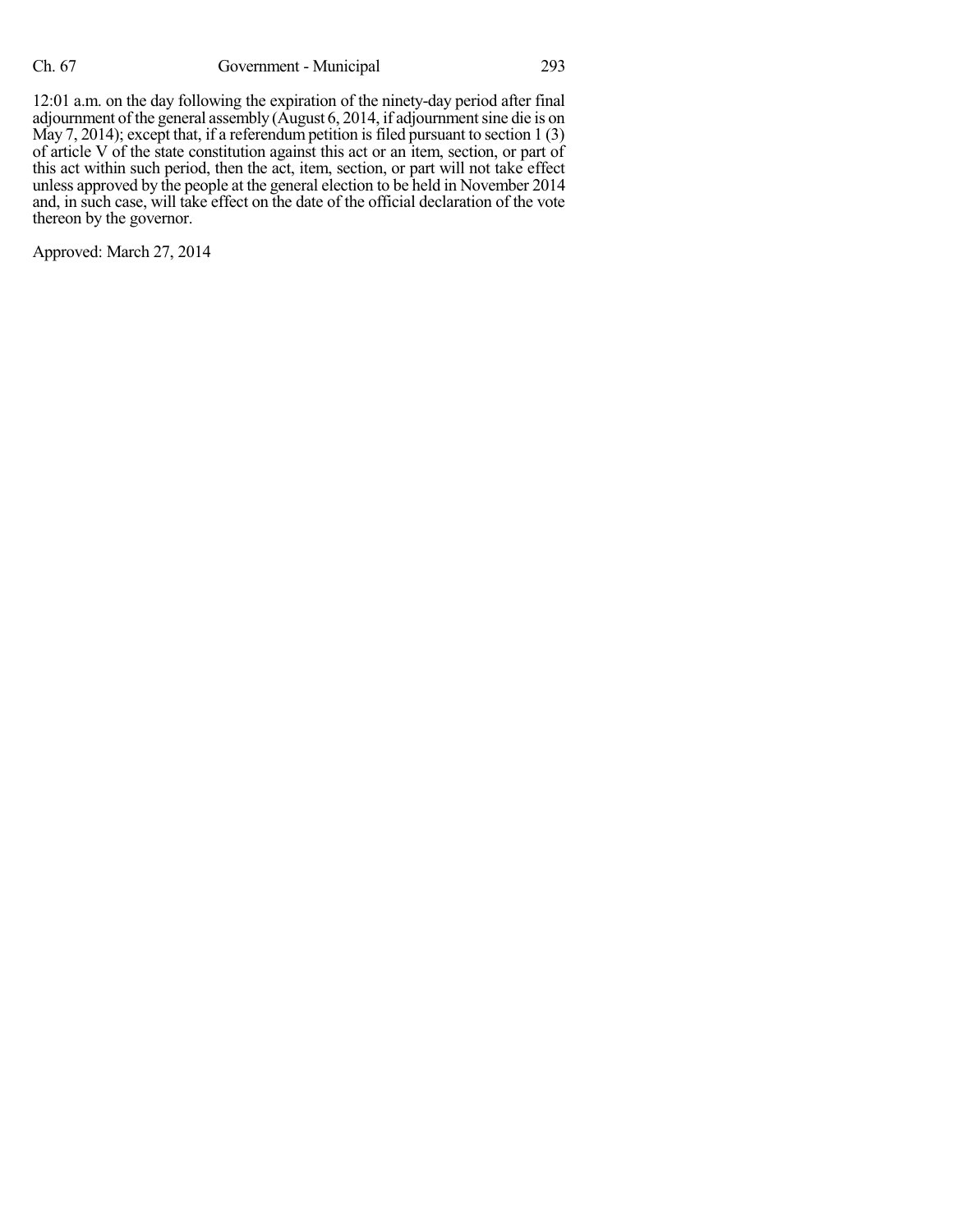12:01 a.m. on the day following the expiration of the ninety-day period after final adjournment of the general assembly (August 6, 2014, if adjournment sine die is on May 7, 2014); except that, if a referendum petition is filed pursuant to section 1 (3) of article V of the state constitution against this act or an item, section, or part of this act within such period, then the act, item, section, or part will not take effect unless approved by the people at the general election to be held in November 2014 and, in such case, will take effect on the date of the official declaration of the vote thereon by the governor.

Approved: March 27, 2014